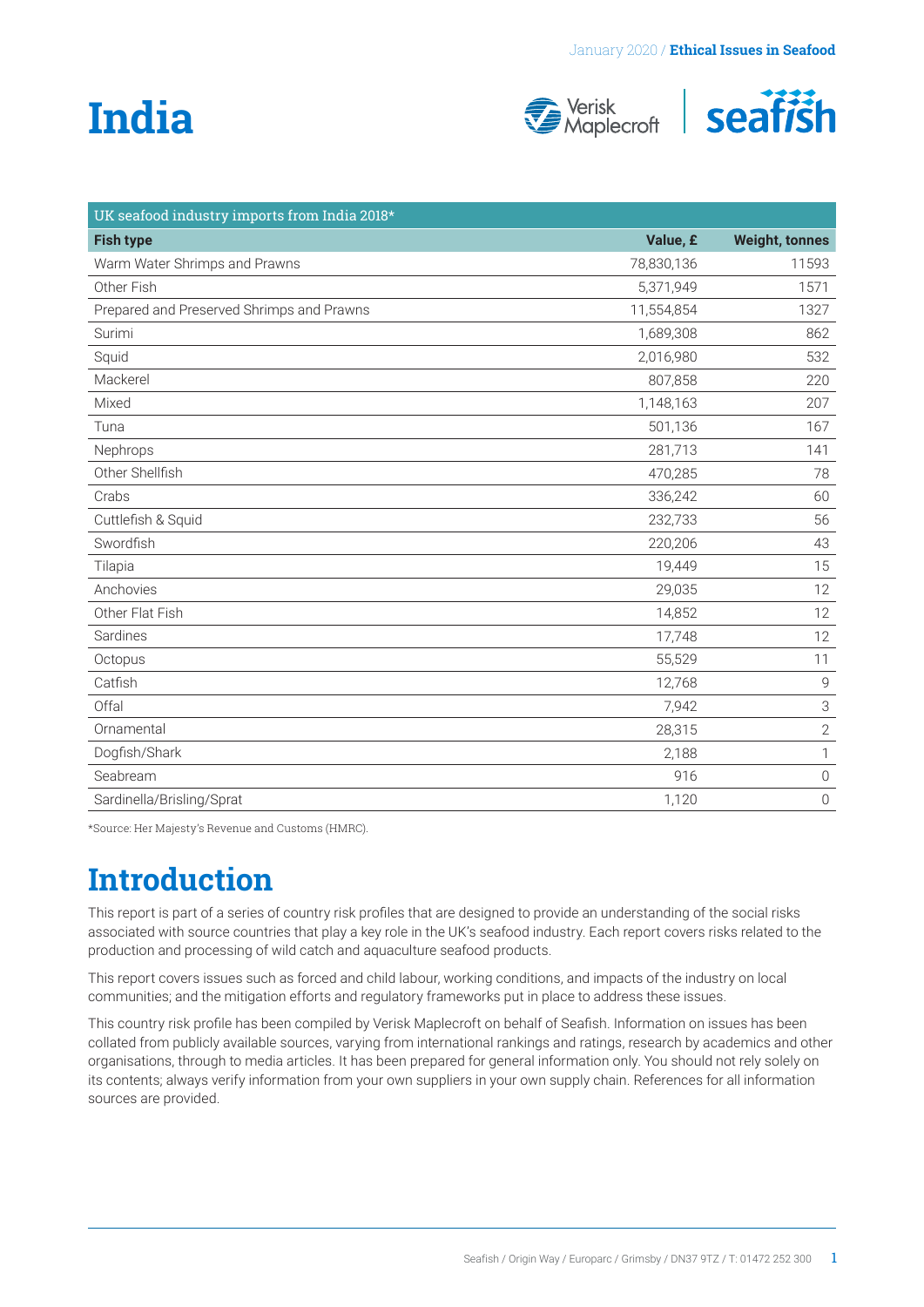# India

| UK seafood industry imports from India 2018* | | |
|---|---|---|
| **Fish type** | **Value, £** | **Weight, tonnes** |
| Warm Water Shrimps and Prawns | 78,830,136 | 11593 |
| Other Fish | 5,371,949 | 1571 |
| Prepared and Preserved Shrimps and Prawns | 11,554,854 | 1327 |
| Surimi | 1,689,308 | 862 |
| Squid | 2,016,980 | 532 |
| Mackerel | 807,858 | 220 |
| Mixed | 1,148,163 | 207 |
| Tuna | 501,136 | 167 |
| Nephrops | 281,713 | 141 |
| Other Shellfish | 470,285 | 78 |
| Crabs | 336,242 | 60 |
| Cuttlefish & Squid | 232,733 | 56 |
| Swordfish | 220,206 | 43 |
| Tilapia | 19,449 | 15 |
| Anchovies | 29,035 | 12 |
| Other Flat Fish | 14,852 | 12 |
| Sardines | 17,748 | 12 |
| Octopus | 55,529 | 11 |
| Catfish | 12,768 | 9 |
| Offal | 7,942 | 3 |
| Ornamental | 28,315 | 2 |
| Dogfish/Shark | 2,188 | 1 |
| Seabream | 916 | 0 |
| Sardinella/Brisling/Sprat | 1,120 | 0 |

*Source: Her Majesty's Revenue and Customs (HMRC).

# Introduction

This report is part of a series of country risk profiles that are designed to provide an understanding of the social risks associated with source countries that play a key role in the UK's seafood industry. Each report covers risks related to the production and processing of wild catch and aquaculture seafood products.

This report covers issues such as forced and child labour, working conditions, and impacts of the industry on local communities; and the mitigation efforts and regulatory frameworks put in place to address these issues.

This country risk profile has been compiled by Verisk Maplecroft on behalf of Seafish. Information on issues has been collated from publicly available sources, varying from international rankings and ratings, research by academics and other organisations, through to media articles. It has been prepared for general information only. You should not rely solely on its contents; always verify information from your own suppliers in your own supply chain. References for all information sources are provided.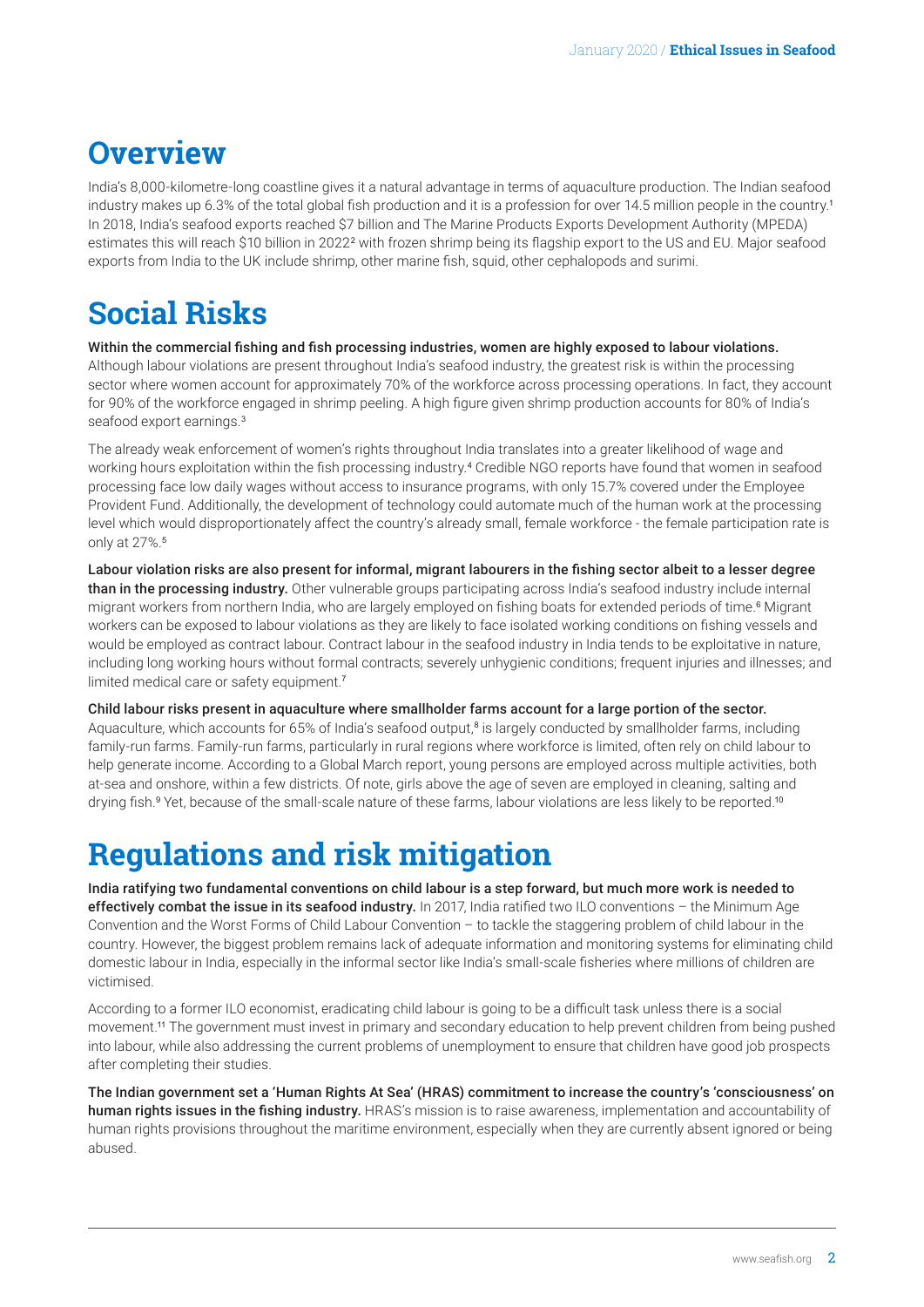# Overview

India's 8,000-kilometre-long coastline gives it a natural advantage in terms of aquaculture production. The Indian seafood industry makes up 6.3% of the total global fish production and it is a profession for over 14.5 million people in the country.[1] In 2018, India's seafood exports reached $7 billion and The Marine Products Exports Development Authority (MPEDA) estimates this will reach $10 billion in 2022[2] with frozen shrimp being its flagship export to the US and EU. Major seafood exports from India to the UK include shrimp, other marine fish, squid, other cephalopods and surimi.

# Social Risks

**Within the commercial fishing and fish processing industries, women are highly exposed to labour violations.** Although labour violations are present throughout India's seafood industry, the greatest risk is within the processing sector where women account for approximately 70% of the workforce across processing operations. In fact, they account for 90% of the workforce engaged in shrimp peeling. A high figure given shrimp production accounts for 80% of India's seafood export earnings.[3]

The already weak enforcement of women's rights throughout India translates into a greater likelihood of wage and working hours exploitation within the fish processing industry.[4] Credible NGO reports have found that women in seafood processing face low daily wages without access to insurance programs, with only 15.7% covered under the Employee Provident Fund. Additionally, the development of technology could automate much of the human work at the processing level which would disproportionately affect the country's already small, female workforce - the female participation rate is only at 27%.[5]

**Labour violation risks are also present for informal, migrant labourers in the fishing sector albeit to a lesser degree than in the processing industry.** Other vulnerable groups participating across India's seafood industry include internal migrant workers from northern India, who are largely employed on fishing boats for extended periods of time.[6] Migrant workers can be exposed to labour violations as they are likely to face isolated working conditions on fishing vessels and would be employed as contract labour. Contract labour in the seafood industry in India tends to be exploitative in nature, including long working hours without formal contracts; severely unhygienic conditions; frequent injuries and illnesses; and limited medical care or safety equipment.[7]

**Child labour risks present in aquaculture where smallholder farms account for a large portion of the sector.** Aquaculture, which accounts for 65% of India's seafood output,[8] is largely conducted by smallholder farms, including family-run farms. Family-run farms, particularly in rural regions where workforce is limited, often rely on child labour to help generate income. According to a Global March report, young persons are employed across multiple activities, both at-sea and onshore, within a few districts. Of note, girls above the age of seven are employed in cleaning, salting and drying fish.[9] Yet, because of the small-scale nature of these farms, labour violations are less likely to be reported.[10]

# Regulations and risk mitigation

**India ratifying two fundamental conventions on child labour is a step forward, but much more work is needed to effectively combat the issue in its seafood industry.** In 2017, India ratified two ILO conventions – the Minimum Age Convention and the Worst Forms of Child Labour Convention – to tackle the staggering problem of child labour in the country. However, the biggest problem remains lack of adequate information and monitoring systems for eliminating child domestic labour in India, especially in the informal sector like India's small-scale fisheries where millions of children are victimised.

According to a former ILO economist, eradicating child labour is going to be a difficult task unless there is a social movement.[11] The government must invest in primary and secondary education to help prevent children from being pushed into labour, while also addressing the current problems of unemployment to ensure that children have good job prospects after completing their studies.

**The Indian government set a 'Human Rights At Sea' (HRAS) commitment to increase the country's 'consciousness' on human rights issues in the fishing industry.** HRAS's mission is to raise awareness, implementation and accountability of human rights provisions throughout the maritime environment, especially when they are currently absent ignored or being abused.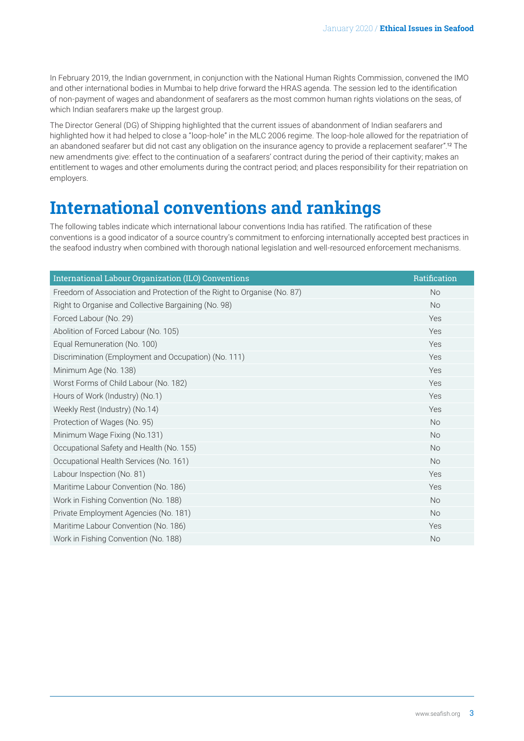In February 2019, the Indian government, in conjunction with the National Human Rights Commission, convened the IMO and other international bodies in Mumbai to help drive forward the HRAS agenda. The session led to the identification of non-payment of wages and abandonment of seafarers as the most common human rights violations on the seas, of which Indian seafarers make up the largest group.

The Director General (DG) of Shipping highlighted that the current issues of abandonment of Indian seafarers and highlighted how it had helped to close a "loop-hole" in the MLC 2006 regime. The loop-hole allowed for the repatriation of an abandoned seafarer but did not cast any obligation on the insurance agency to provide a replacement seafarer".[12] The new amendments give: effect to the continuation of a seafarers' contract during the period of their captivity; makes an entitlement to wages and other emoluments during the contract period; and places responsibility for their repatriation on employers.

# International conventions and rankings

The following tables indicate which international labour conventions India has ratified. The ratification of these conventions is a good indicator of a source country's commitment to enforcing internationally accepted best practices in the seafood industry when combined with thorough national legislation and well-resourced enforcement mechanisms.

| International Labour Organization (ILO) Conventions | Ratification |
|---|---|
| Freedom of Association and Protection of the Right to Organise (No. 87) | No |
| Right to Organise and Collective Bargaining (No. 98) | No |
| Forced Labour (No. 29) | Yes |
| Abolition of Forced Labour (No. 105) | Yes |
| Equal Remuneration (No. 100) | Yes |
| Discrimination (Employment and Occupation) (No. 111) | Yes |
| Minimum Age (No. 138) | Yes |
| Worst Forms of Child Labour (No. 182) | Yes |
| Hours of Work (Industry) (No.1) | Yes |
| Weekly Rest (Industry) (No.14) | Yes |
| Protection of Wages (No. 95) | No |
| Minimum Wage Fixing (No.131) | No |
| Occupational Safety and Health (No. 155) | No |
| Occupational Health Services (No. 161) | No |
| Labour Inspection (No. 81) | Yes |
| Maritime Labour Convention (No. 186) | Yes |
| Work in Fishing Convention (No. 188) | No |
| Private Employment Agencies (No. 181) | No |
| Maritime Labour Convention (No. 186) | Yes |
| Work in Fishing Convention (No. 188) | No |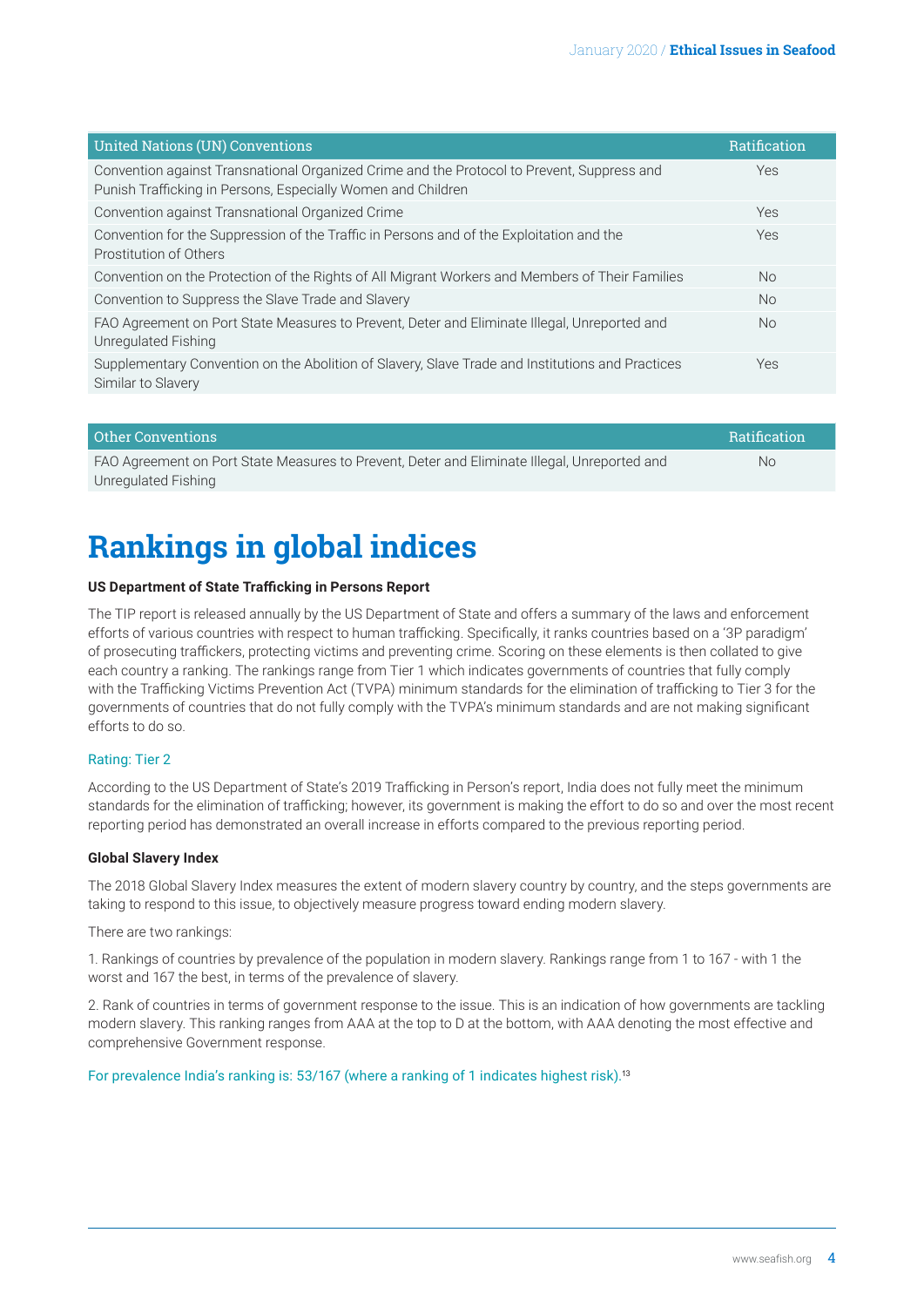| United Nations (UN) Conventions | Ratification |
|---|---|
| Convention against Transnational Organized Crime and the Protocol to Prevent, Suppress and Punish Trafficking in Persons, Especially Women and Children | Yes |
| Convention against Transnational Organized Crime | Yes |
| Convention for the Suppression of the Traffic in Persons and of the Exploitation and the Prostitution of Others | Yes |
| Convention on the Protection of the Rights of All Migrant Workers and Members of Their Families | No |
| Convention to Suppress the Slave Trade and Slavery | No |
| FAO Agreement on Port State Measures to Prevent, Deter and Eliminate Illegal, Unreported and Unregulated Fishing | No |
| Supplementary Convention on the Abolition of Slavery, Slave Trade and Institutions and Practices Similar to Slavery | Yes |

| Other Conventions | Ratification |
|---|---|
| FAO Agreement on Port State Measures to Prevent, Deter and Eliminate Illegal, Unreported and Unregulated Fishing | No |

# Rankings in global indices

**US Department of State Trafficking in Persons Report**

The TIP report is released annually by the US Department of State and offers a summary of the laws and enforcement efforts of various countries with respect to human trafficking. Specifically, it ranks countries based on a '3P paradigm' of prosecuting traffickers, protecting victims and preventing crime. Scoring on these elements is then collated to give each country a ranking. The rankings range from Tier 1 which indicates governments of countries that fully comply with the Trafficking Victims Prevention Act (TVPA) minimum standards for the elimination of trafficking to Tier 3 for the governments of countries that do not fully comply with the TVPA's minimum standards and are not making significant efforts to do so.

Rating: Tier 2

According to the US Department of State's 2019 Trafficking in Person's report, India does not fully meet the minimum standards for the elimination of trafficking; however, its government is making the effort to do so and over the most recent reporting period has demonstrated an overall increase in efforts compared to the previous reporting period.

**Global Slavery Index**

The 2018 Global Slavery Index measures the extent of modern slavery country by country, and the steps governments are taking to respond to this issue, to objectively measure progress toward ending modern slavery.

There are two rankings:

1. Rankings of countries by prevalence of the population in modern slavery. Rankings range from 1 to 167 - with 1 the worst and 167 the best, in terms of the prevalence of slavery.

2. Rank of countries in terms of government response to the issue. This is an indication of how governments are tackling modern slavery. This ranking ranges from AAA at the top to D at the bottom, with AAA denoting the most effective and comprehensive Government response.

For prevalence India's ranking is: 53/167 (where a ranking of 1 indicates highest risk).[13]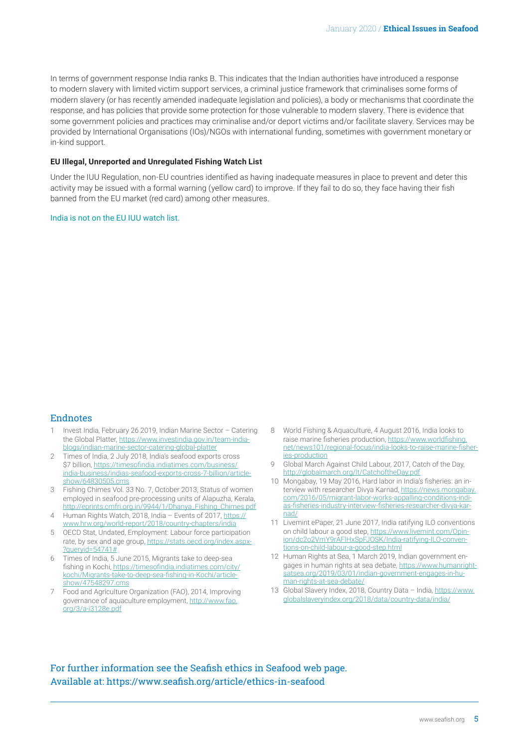In terms of government response India ranks B. This indicates that the Indian authorities have introduced a response to modern slavery with limited victim support services, a criminal justice framework that criminalises some forms of modern slavery (or has recently amended inadequate legislation and policies), a body or mechanisms that coordinate the response, and has policies that provide some protection for those vulnerable to modern slavery. There is evidence that some government policies and practices may criminalise and/or deport victims and/or facilitate slavery. Services may be provided by International Organisations (IOs)/NGOs with international funding, sometimes with government monetary or in-kind support.

**EU Illegal, Unreported and Unregulated Fishing Watch List**

Under the IUU Regulation, non-EU countries identified as having inadequate measures in place to prevent and deter this activity may be issued with a formal warning (yellow card) to improve. If they fail to do so, they face having their fish banned from the EU market (red card) among other measures.

India is not on the EU IUU watch list.

## Endnotes

1. Invest India, February 26 2019, Indian Marine Sector – Catering the Global Platter, https://www.investindia.gov.in/team-india-blogs/indian-marine-sector-catering-global-platter
2. Times of India, 2 July 2018, India's seafood exports cross $7 billion, https://timesofindia.indiatimes.com/business/india-business/indias-seafood-exports-cross-7-billion/articleshow/64830505.cms
3. Fishing Chimes Vol. 33 No. 7, October 2013, Status of women employed in seafood pre-processing units of Alapuzha, Kerala, http://eprints.cmfri.org.in/9944/1/Dhanya_Fishing_Chimes.pdf
4. Human Rights Watch, 2018, India – Events of 2017, https://www.hrw.org/world-report/2018/country-chapters/india
5. OECD Stat, Undated, Employment: Labour force participation rate, by sex and age group, https://stats.oecd.org/index.aspx?queryid=54741#
6. Times of India, 5 June 2015, Migrants take to deep-sea fishing in Kochi, https://timesofindia.indiatimes.com/city/kochi/Migrants-take-to-deep-sea-fishing-in-Kochi/articleshow/47548297.cms
7. Food and Agriculture Organization (FAO), 2014, Improving governance of aquaculture employment, http://www.fao.org/3/a-i3128e.pdf
8. World Fishing & Aquaculture, 4 August 2016, India looks to raise marine fisheries production, https://www.worldfishing.net/news101/regional-focus/india-looks-to-raise-marine-fisheries-production
9. Global March Against Child Labour, 2017, Catch of the Day, http://globalmarch.org/lt/CatchoftheDay.pdf
10. Mongabay, 19 May 2016, Hard labor in India's fisheries: an interview with researcher Divya Karnad, https://news.mongabay.com/2016/05/migrant-labor-works-appalling-conditions-indias-fisheries-industry-interview-fisheries-researcher-divya-karnad/
11. Livemint ePaper, 21 June 2017, India ratifying ILO conventions on child labour a good step, https://www.livemint.com/Opinion/dc2o2VmY9rAFlHxSpFJOSK/India-ratifying-ILO-conventions-on-child-labour-a-good-step.html
12. Human Rights at Sea, 1 March 2019, Indian government engages in human rights at sea debate, https://www.humanrightsatsea.org/2019/03/01/indian-government-engages-in-human-rights-at-sea-debate/
13. Global Slavery Index, 2018, Country Data – India, https://www.globalslaveryindex.org/2018/data/country-data/india/

For further information see the Seafish ethics in Seafood web page.
Available at: https://www.seafish.org/article/ethics-in-seafood